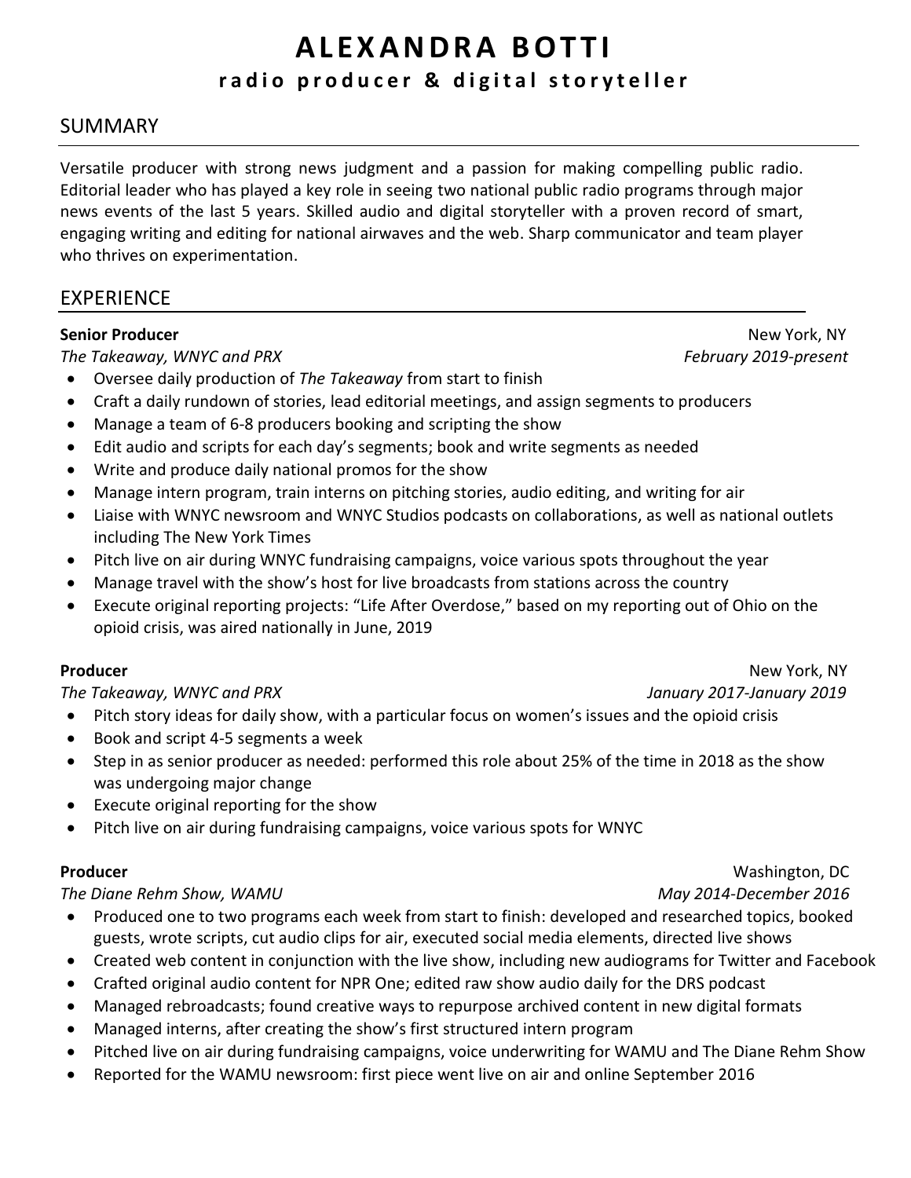# ALEXANDRA BOTTI

**radio producer & digital storyteller**

## SUMMARY

Versatile producer with strong news judgment and a passion for making compelling public radio. Editorial leader who has played a key role in seeing two national public radio programs through major news events of the last 5 years. Skilled audio and digital storyteller with a proven record of smart, engaging writing and editing for national airwaves and the web. Sharp communicator and team player who thrives on experimentation.

## EXPERIENCE

**Senior Producer** — New York, NY
*The Takeaway, WNYC and PRX* — *February 2019-present*

- Oversee daily production of *The Takeaway* from start to finish
- Craft a daily rundown of stories, lead editorial meetings, and assign segments to producers
- Manage a team of 6-8 producers booking and scripting the show
- Edit audio and scripts for each day's segments; book and write segments as needed
- Write and produce daily national promos for the show
- Manage intern program, train interns on pitching stories, audio editing, and writing for air
- Liaise with WNYC newsroom and WNYC Studios podcasts on collaborations, as well as national outlets including The New York Times
- Pitch live on air during WNYC fundraising campaigns, voice various spots throughout the year
- Manage travel with the show's host for live broadcasts from stations across the country
- Execute original reporting projects: "Life After Overdose," based on my reporting out of Ohio on the opioid crisis, was aired nationally in June, 2019

**Producer** — New York, NY
*The Takeaway, WNYC and PRX* — *January 2017-January 2019*

- Pitch story ideas for daily show, with a particular focus on women's issues and the opioid crisis
- Book and script 4-5 segments a week
- Step in as senior producer as needed: performed this role about 25% of the time in 2018 as the show was undergoing major change
- Execute original reporting for the show
- Pitch live on air during fundraising campaigns, voice various spots for WNYC

**Producer** — Washington, DC
*The Diane Rehm Show, WAMU* — *May 2014-December 2016*

- Produced one to two programs each week from start to finish: developed and researched topics, booked guests, wrote scripts, cut audio clips for air, executed social media elements, directed live shows
- Created web content in conjunction with the live show, including new audiograms for Twitter and Facebook
- Crafted original audio content for NPR One; edited raw show audio daily for the DRS podcast
- Managed rebroadcasts; found creative ways to repurpose archived content in new digital formats
- Managed interns, after creating the show's first structured intern program
- Pitched live on air during fundraising campaigns, voice underwriting for WAMU and The Diane Rehm Show
- Reported for the WAMU newsroom: first piece went live on air and online September 2016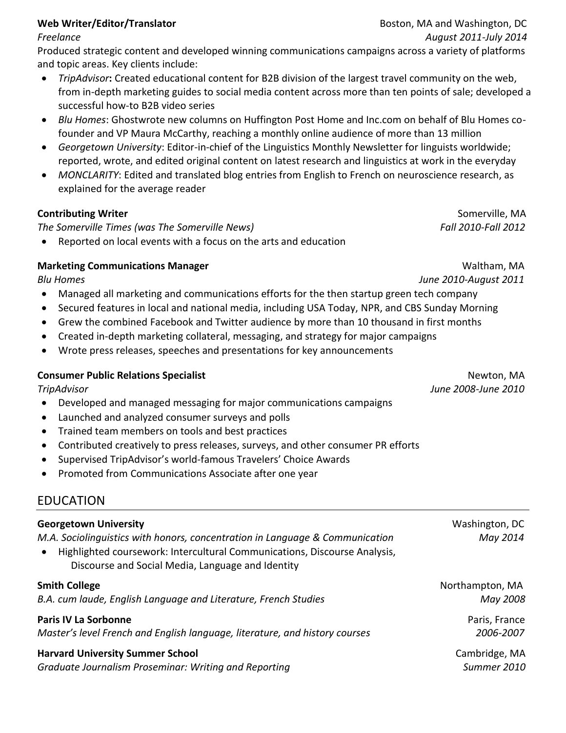**Web Writer/Editor/Translator** Boston, MA and Washington, DC
*Freelance* *August 2011-July 2014*

Produced strategic content and developed winning communications campaigns across a variety of platforms and topic areas. Key clients include:

- *TripAdvisor*: Created educational content for B2B division of the largest travel community on the web, from in-depth marketing guides to social media content across more than ten points of sale; developed a successful how-to B2B video series
- *Blu Homes*: Ghostwrote new columns on Huffington Post Home and Inc.com on behalf of Blu Homes co-founder and VP Maura McCarthy, reaching a monthly online audience of more than 13 million
- *Georgetown University*: Editor-in-chief of the Linguistics Monthly Newsletter for linguists worldwide; reported, wrote, and edited original content on latest research and linguistics at work in the everyday
- *MONCLARITY*: Edited and translated blog entries from English to French on neuroscience research, as explained for the average reader

**Contributing Writer** Somerville, MA
*The Somerville Times (was The Somerville News)* *Fall 2010-Fall 2012*

- Reported on local events with a focus on the arts and education

**Marketing Communications Manager** Waltham, MA
*Blu Homes* *June 2010-August 2011*

- Managed all marketing and communications efforts for the then startup green tech company
- Secured features in local and national media, including USA Today, NPR, and CBS Sunday Morning
- Grew the combined Facebook and Twitter audience by more than 10 thousand in first months
- Created in-depth marketing collateral, messaging, and strategy for major campaigns
- Wrote press releases, speeches and presentations for key announcements

**Consumer Public Relations Specialist** Newton, MA
*TripAdvisor* *June 2008-June 2010*

- Developed and managed messaging for major communications campaigns
- Launched and analyzed consumer surveys and polls
- Trained team members on tools and best practices
- Contributed creatively to press releases, surveys, and other consumer PR efforts
- Supervised TripAdvisor's world-famous Travelers' Choice Awards
- Promoted from Communications Associate after one year

## EDUCATION

**Georgetown University** Washington, DC
*M.A. Sociolinguistics with honors, concentration in Language & Communication* *May 2014*

- Highlighted coursework: Intercultural Communications, Discourse Analysis, Discourse and Social Media, Language and Identity

**Smith College** Northampton, MA
*B.A. cum laude, English Language and Literature, French Studies* *May 2008*

**Paris IV La Sorbonne** Paris, France
*Master's level French and English language, literature, and history courses* *2006-2007*

**Harvard University Summer School** Cambridge, MA
*Graduate Journalism Proseminar: Writing and Reporting* *Summer 2010*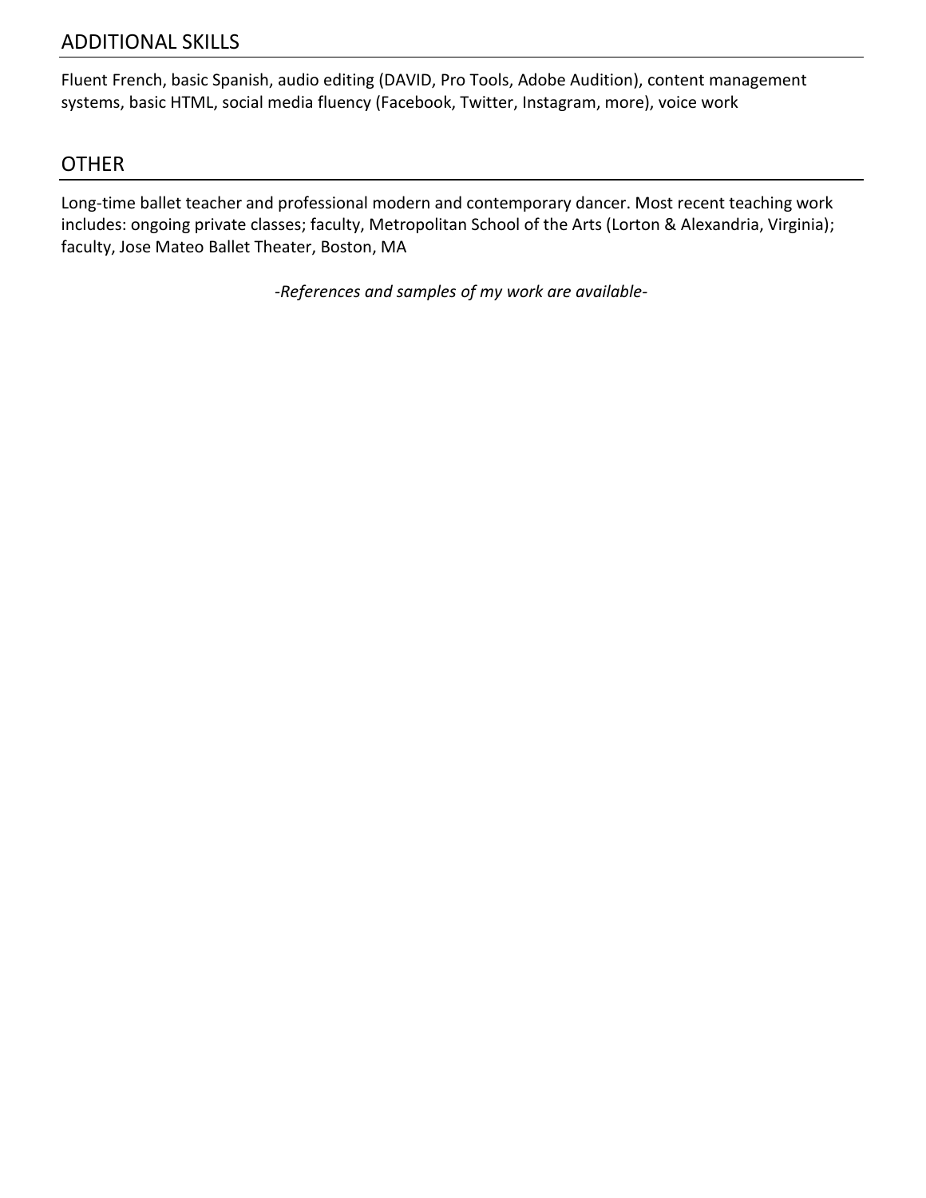## ADDITIONAL SKILLS

Fluent French, basic Spanish, audio editing (DAVID, Pro Tools, Adobe Audition), content management systems, basic HTML, social media fluency (Facebook, Twitter, Instagram, more), voice work

## OTHER

Long-time ballet teacher and professional modern and contemporary dancer. Most recent teaching work includes: ongoing private classes; faculty, Metropolitan School of the Arts (Lorton & Alexandria, Virginia); faculty, Jose Mateo Ballet Theater, Boston, MA

*-References and samples of my work are available-*